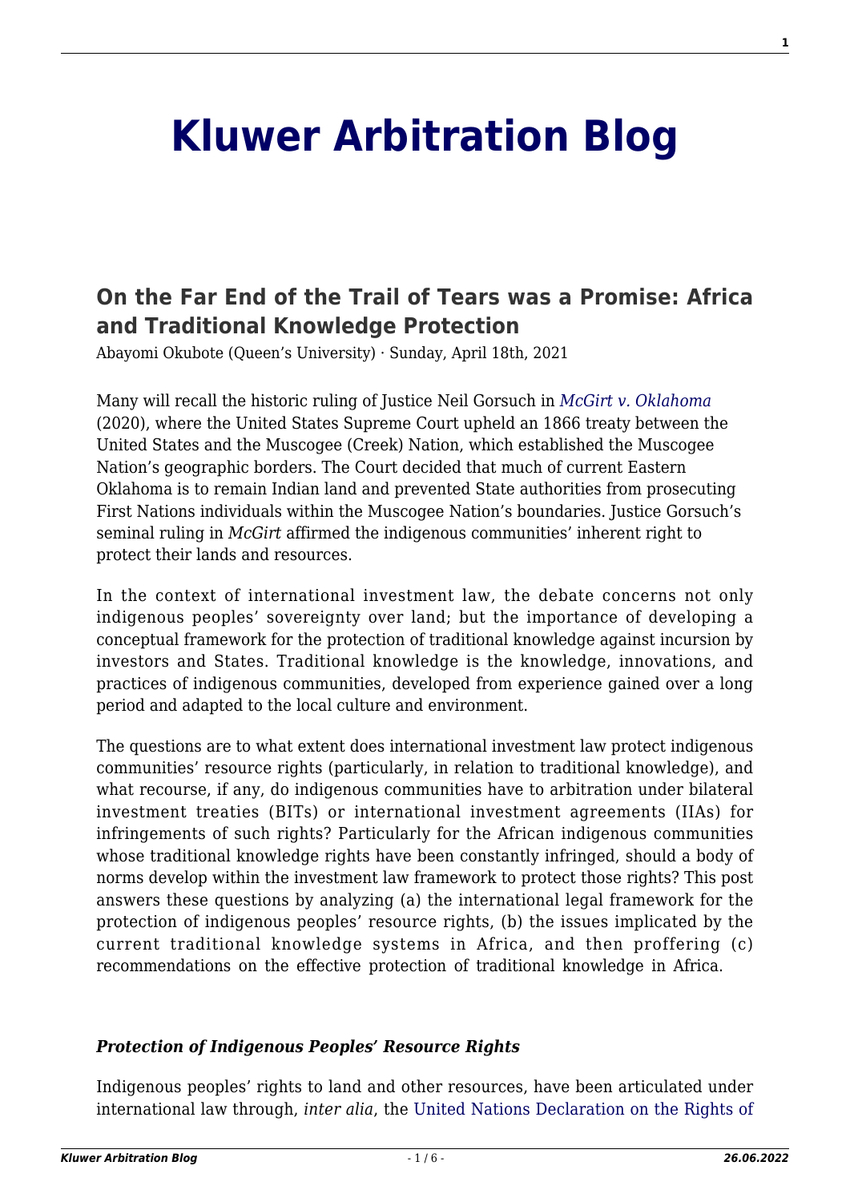# Kluwer Arbitration Blog

## On the Far End of the Trail of Tears was a Promise: Africa and Traditional Knowledge Protection

Abayomi Okubote (Queen's University) · Sunday, April 18th, 2021

Many will recall the historic ruling of Justice Neil Gorsuch in *McGirt v. Oklahoma* (2020), where the United States Supreme Court upheld an 1866 treaty between the United States and the Muscogee (Creek) Nation, which established the Muscogee Nation's geographic borders. The Court decided that much of current Eastern Oklahoma is to remain Indian land and prevented State authorities from prosecuting First Nations individuals within the Muscogee Nation's boundaries. Justice Gorsuch's seminal ruling in *McGirt* affirmed the indigenous communities' inherent right to protect their lands and resources.

In the context of international investment law, the debate concerns not only indigenous peoples' sovereignty over land; but the importance of developing a conceptual framework for the protection of traditional knowledge against incursion by investors and States. Traditional knowledge is the knowledge, innovations, and practices of indigenous communities, developed from experience gained over a long period and adapted to the local culture and environment.

The questions are to what extent does international investment law protect indigenous communities' resource rights (particularly, in relation to traditional knowledge), and what recourse, if any, do indigenous communities have to arbitration under bilateral investment treaties (BITs) or international investment agreements (IIAs) for infringements of such rights? Particularly for the African indigenous communities whose traditional knowledge rights have been constantly infringed, should a body of norms develop within the investment law framework to protect those rights? This post answers these questions by analyzing (a) the international legal framework for the protection of indigenous peoples' resource rights, (b) the issues implicated by the current traditional knowledge systems in Africa, and then proffering (c) recommendations on the effective protection of traditional knowledge in Africa.

### *Protection of Indigenous Peoples' Resource Rights*

Indigenous peoples' rights to land and other resources, have been articulated under international law through, *inter alia*, the United Nations Declaration on the Rights of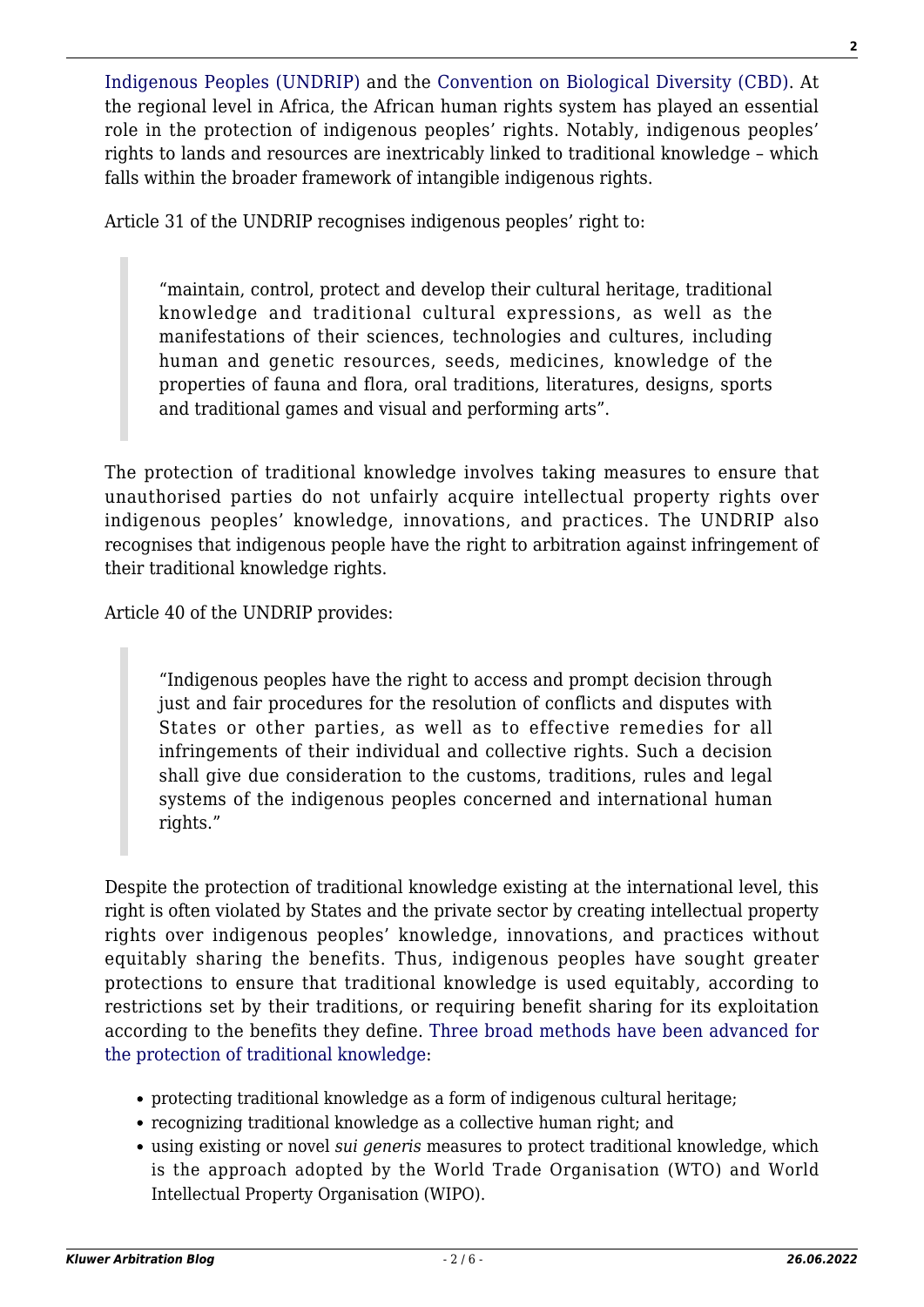Indigenous Peoples (UNDRIP) and the Convention on Biological Diversity (CBD). At the regional level in Africa, the African human rights system has played an essential role in the protection of indigenous peoples' rights. Notably, indigenous peoples' rights to lands and resources are inextricably linked to traditional knowledge – which falls within the broader framework of intangible indigenous rights.

Article 31 of the UNDRIP recognises indigenous peoples' right to:

> "maintain, control, protect and develop their cultural heritage, traditional knowledge and traditional cultural expressions, as well as the manifestations of their sciences, technologies and cultures, including human and genetic resources, seeds, medicines, knowledge of the properties of fauna and flora, oral traditions, literatures, designs, sports and traditional games and visual and performing arts".

The protection of traditional knowledge involves taking measures to ensure that unauthorised parties do not unfairly acquire intellectual property rights over indigenous peoples' knowledge, innovations, and practices. The UNDRIP also recognises that indigenous people have the right to arbitration against infringement of their traditional knowledge rights.

Article 40 of the UNDRIP provides:

> "Indigenous peoples have the right to access and prompt decision through just and fair procedures for the resolution of conflicts and disputes with States or other parties, as well as to effective remedies for all infringements of their individual and collective rights. Such a decision shall give due consideration to the customs, traditions, rules and legal systems of the indigenous peoples concerned and international human rights."

Despite the protection of traditional knowledge existing at the international level, this right is often violated by States and the private sector by creating intellectual property rights over indigenous peoples' knowledge, innovations, and practices without equitably sharing the benefits. Thus, indigenous peoples have sought greater protections to ensure that traditional knowledge is used equitably, according to restrictions set by their traditions, or requiring benefit sharing for its exploitation according to the benefits they define. Three broad methods have been advanced for the protection of traditional knowledge:

- protecting traditional knowledge as a form of indigenous cultural heritage;
- recognizing traditional knowledge as a collective human right; and
- using existing or novel *sui generis* measures to protect traditional knowledge, which is the approach adopted by the World Trade Organisation (WTO) and World Intellectual Property Organisation (WIPO).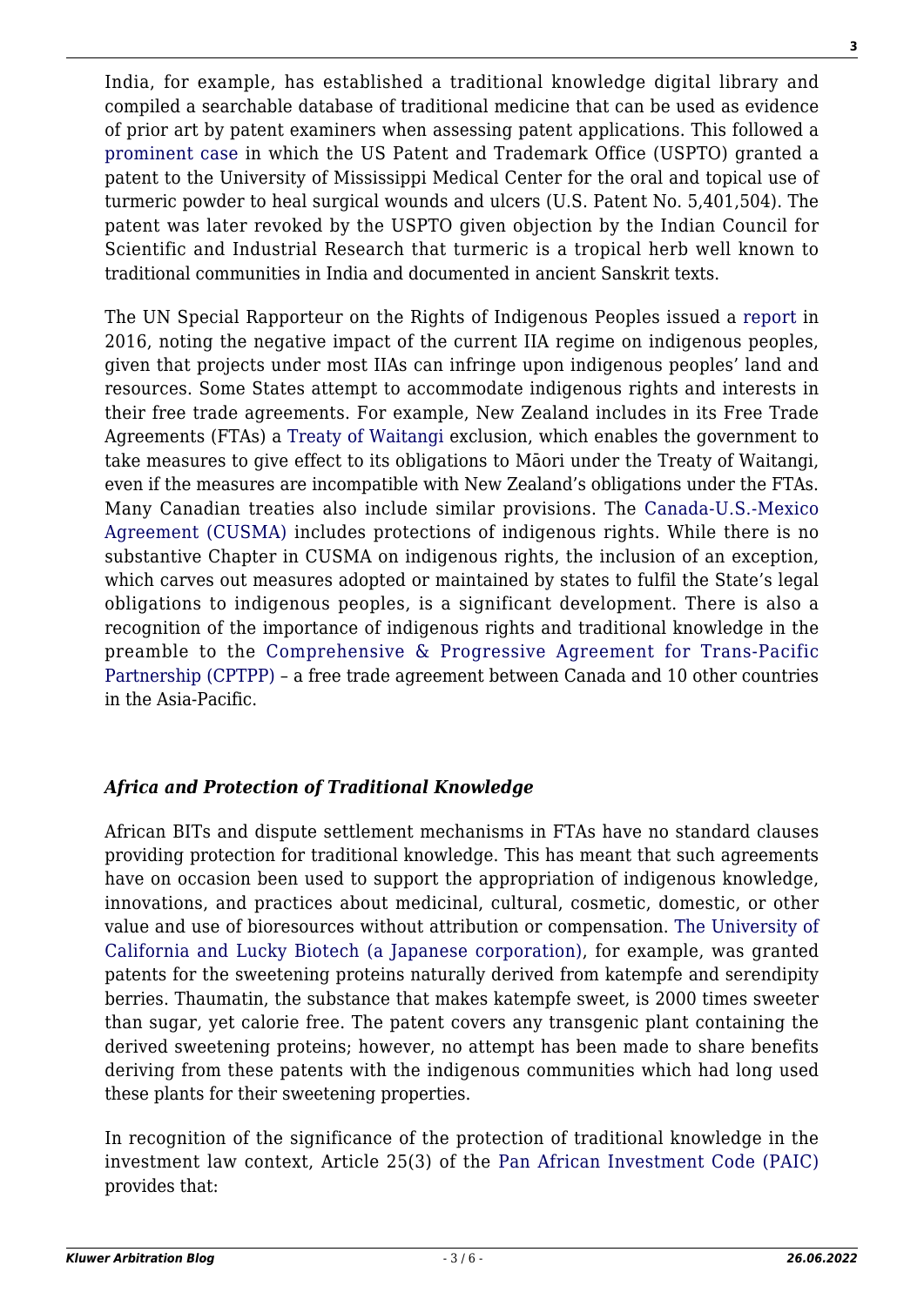India, for example, has established a traditional knowledge digital library and compiled a searchable database of traditional medicine that can be used as evidence of prior art by patent examiners when assessing patent applications. This followed a prominent case in which the US Patent and Trademark Office (USPTO) granted a patent to the University of Mississippi Medical Center for the oral and topical use of turmeric powder to heal surgical wounds and ulcers (U.S. Patent No. 5,401,504). The patent was later revoked by the USPTO given objection by the Indian Council for Scientific and Industrial Research that turmeric is a tropical herb well known to traditional communities in India and documented in ancient Sanskrit texts.

The UN Special Rapporteur on the Rights of Indigenous Peoples issued a report in 2016, noting the negative impact of the current IIA regime on indigenous peoples, given that projects under most IIAs can infringe upon indigenous peoples' land and resources. Some States attempt to accommodate indigenous rights and interests in their free trade agreements. For example, New Zealand includes in its Free Trade Agreements (FTAs) a Treaty of Waitangi exclusion, which enables the government to take measures to give effect to its obligations to Māori under the Treaty of Waitangi, even if the measures are incompatible with New Zealand's obligations under the FTAs. Many Canadian treaties also include similar provisions. The Canada-U.S.-Mexico Agreement (CUSMA) includes protections of indigenous rights. While there is no substantive Chapter in CUSMA on indigenous rights, the inclusion of an exception, which carves out measures adopted or maintained by states to fulfil the State's legal obligations to indigenous peoples, is a significant development. There is also a recognition of the importance of indigenous rights and traditional knowledge in the preamble to the Comprehensive & Progressive Agreement for Trans-Pacific Partnership (CPTPP) – a free trade agreement between Canada and 10 other countries in the Asia-Pacific.

### *Africa and Protection of Traditional Knowledge*

African BITs and dispute settlement mechanisms in FTAs have no standard clauses providing protection for traditional knowledge. This has meant that such agreements have on occasion been used to support the appropriation of indigenous knowledge, innovations, and practices about medicinal, cultural, cosmetic, domestic, or other value and use of bioresources without attribution or compensation. The University of California and Lucky Biotech (a Japanese corporation), for example, was granted patents for the sweetening proteins naturally derived from katempfe and serendipity berries. Thaumatin, the substance that makes katempfe sweet, is 2000 times sweeter than sugar, yet calorie free. The patent covers any transgenic plant containing the derived sweetening proteins; however, no attempt has been made to share benefits deriving from these patents with the indigenous communities which had long used these plants for their sweetening properties.

In recognition of the significance of the protection of traditional knowledge in the investment law context, Article 25(3) of the Pan African Investment Code (PAIC) provides that: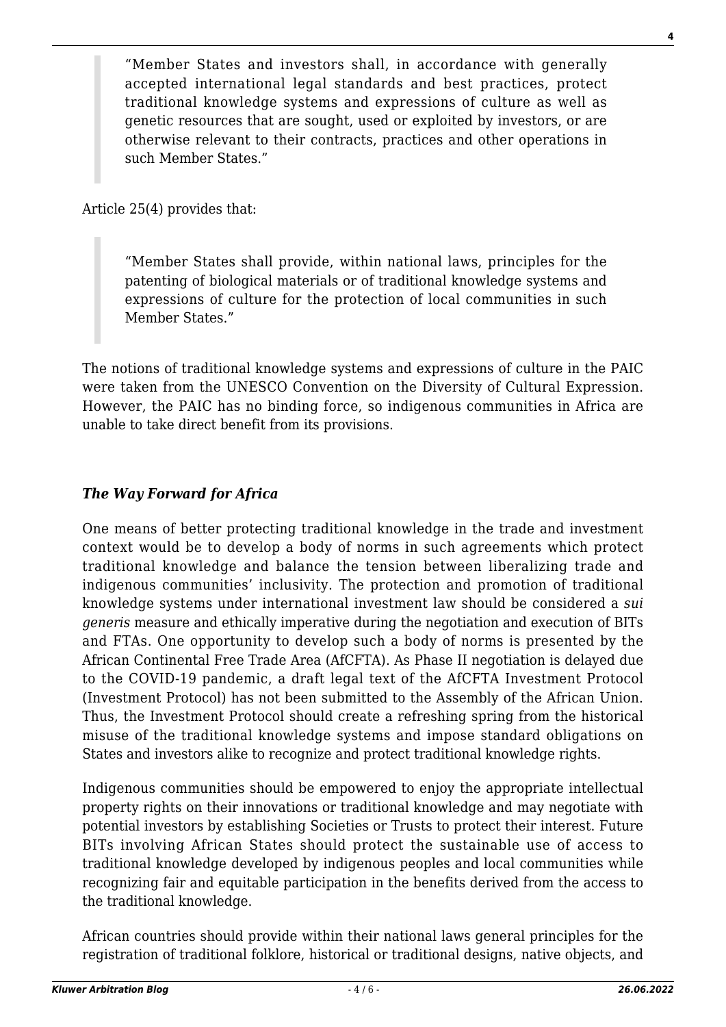> "Member States and investors shall, in accordance with generally accepted international legal standards and best practices, protect traditional knowledge systems and expressions of culture as well as genetic resources that are sought, used or exploited by investors, or are otherwise relevant to their contracts, practices and other operations in such Member States."

Article 25(4) provides that:

> "Member States shall provide, within national laws, principles for the patenting of biological materials or of traditional knowledge systems and expressions of culture for the protection of local communities in such Member States."

The notions of traditional knowledge systems and expressions of culture in the PAIC were taken from the UNESCO Convention on the Diversity of Cultural Expression. However, the PAIC has no binding force, so indigenous communities in Africa are unable to take direct benefit from its provisions.

### *The Way Forward for Africa*

One means of better protecting traditional knowledge in the trade and investment context would be to develop a body of norms in such agreements which protect traditional knowledge and balance the tension between liberalizing trade and indigenous communities' inclusivity. The protection and promotion of traditional knowledge systems under international investment law should be considered a *sui generis* measure and ethically imperative during the negotiation and execution of BITs and FTAs. One opportunity to develop such a body of norms is presented by the African Continental Free Trade Area (AfCFTA). As Phase II negotiation is delayed due to the COVID-19 pandemic, a draft legal text of the AfCFTA Investment Protocol (Investment Protocol) has not been submitted to the Assembly of the African Union. Thus, the Investment Protocol should create a refreshing spring from the historical misuse of the traditional knowledge systems and impose standard obligations on States and investors alike to recognize and protect traditional knowledge rights.

Indigenous communities should be empowered to enjoy the appropriate intellectual property rights on their innovations or traditional knowledge and may negotiate with potential investors by establishing Societies or Trusts to protect their interest. Future BITs involving African States should protect the sustainable use of access to traditional knowledge developed by indigenous peoples and local communities while recognizing fair and equitable participation in the benefits derived from the access to the traditional knowledge.

African countries should provide within their national laws general principles for the registration of traditional folklore, historical or traditional designs, native objects, and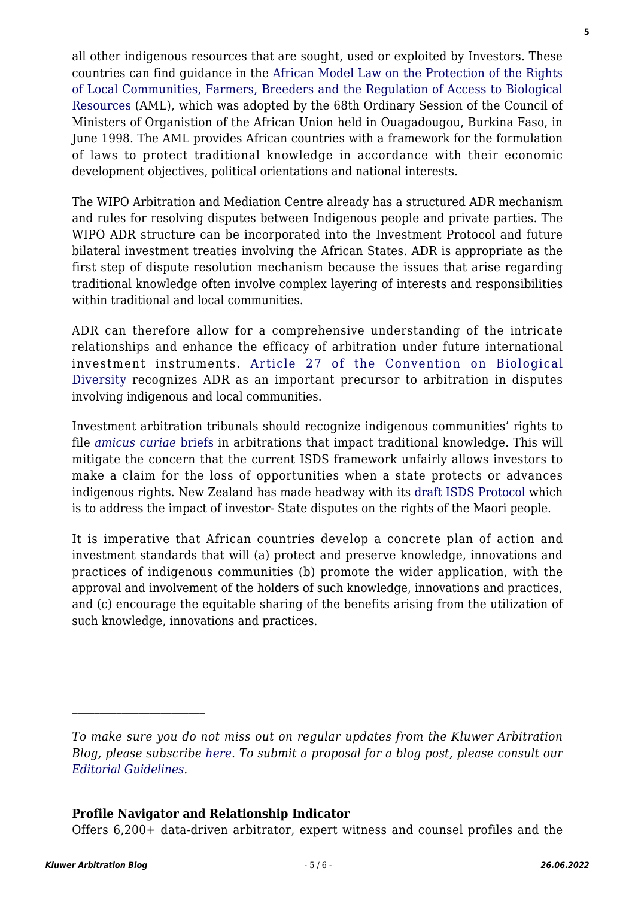all other indigenous resources that are sought, used or exploited by Investors. These countries can find guidance in the African Model Law on the Protection of the Rights of Local Communities, Farmers, Breeders and the Regulation of Access to Biological Resources (AML), which was adopted by the 68th Ordinary Session of the Council of Ministers of Organistion of the African Union held in Ouagadougou, Burkina Faso, in June 1998. The AML provides African countries with a framework for the formulation of laws to protect traditional knowledge in accordance with their economic development objectives, political orientations and national interests.

The WIPO Arbitration and Mediation Centre already has a structured ADR mechanism and rules for resolving disputes between Indigenous people and private parties. The WIPO ADR structure can be incorporated into the Investment Protocol and future bilateral investment treaties involving the African States. ADR is appropriate as the first step of dispute resolution mechanism because the issues that arise regarding traditional knowledge often involve complex layering of interests and responsibilities within traditional and local communities.

ADR can therefore allow for a comprehensive understanding of the intricate relationships and enhance the efficacy of arbitration under future international investment instruments. Article 27 of the Convention on Biological Diversity recognizes ADR as an important precursor to arbitration in disputes involving indigenous and local communities.

Investment arbitration tribunals should recognize indigenous communities' rights to file *amicus curiae* briefs in arbitrations that impact traditional knowledge. This will mitigate the concern that the current ISDS framework unfairly allows investors to make a claim for the loss of opportunities when a state protects or advances indigenous rights. New Zealand has made headway with its draft ISDS Protocol which is to address the impact of investor- State disputes on the rights of the Maori people.

It is imperative that African countries develop a concrete plan of action and investment standards that will (a) protect and preserve knowledge, innovations and practices of indigenous communities (b) promote the wider application, with the approval and involvement of the holders of such knowledge, innovations and practices, and (c) encourage the equitable sharing of the benefits arising from the utilization of such knowledge, innovations and practices.

---

*To make sure you do not miss out on regular updates from the Kluwer Arbitration Blog, please subscribe here. To submit a proposal for a blog post, please consult our Editorial Guidelines.*

**Profile Navigator and Relationship Indicator**

Offers 6,200+ data-driven arbitrator, expert witness and counsel profiles and the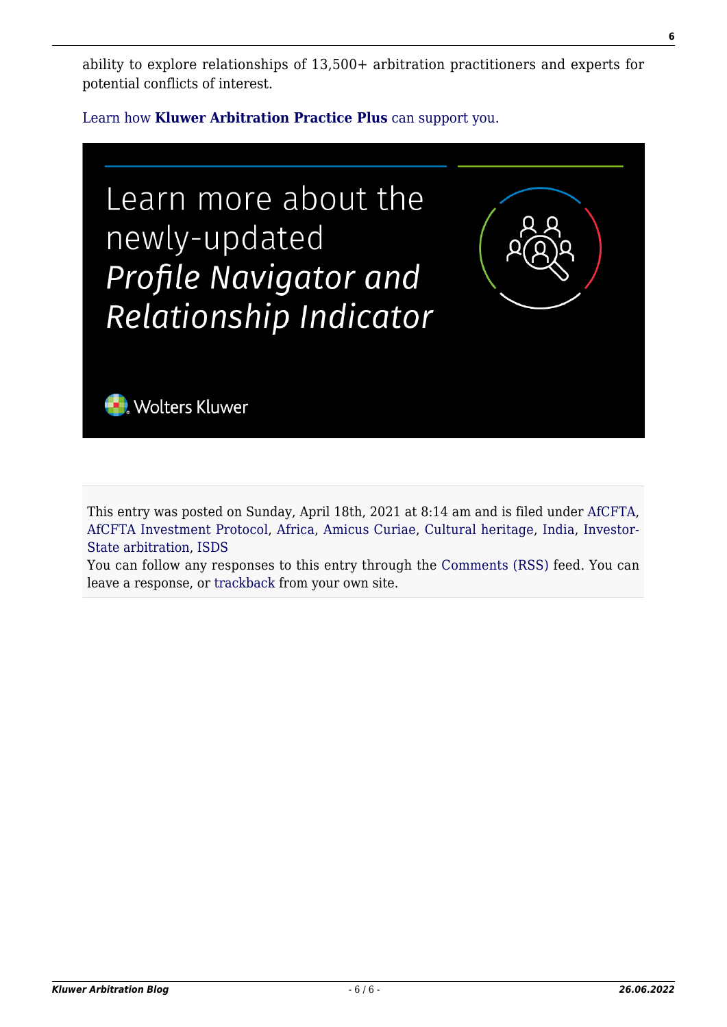ability to explore relationships of 13,500+ arbitration practitioners and experts for potential conflicts of interest.

Learn how **Kluwer Arbitration Practice Plus** can support you.

Learn more about the newly-updated *Profile Navigator and Relationship Indicator*

Wolters Kluwer

This entry was posted on Sunday, April 18th, 2021 at 8:14 am and is filed under AfCFTA, AfCFTA Investment Protocol, Africa, Amicus Curiae, Cultural heritage, India, Investor-State arbitration, ISDS
You can follow any responses to this entry through the Comments (RSS) feed. You can leave a response, or trackback from your own site.